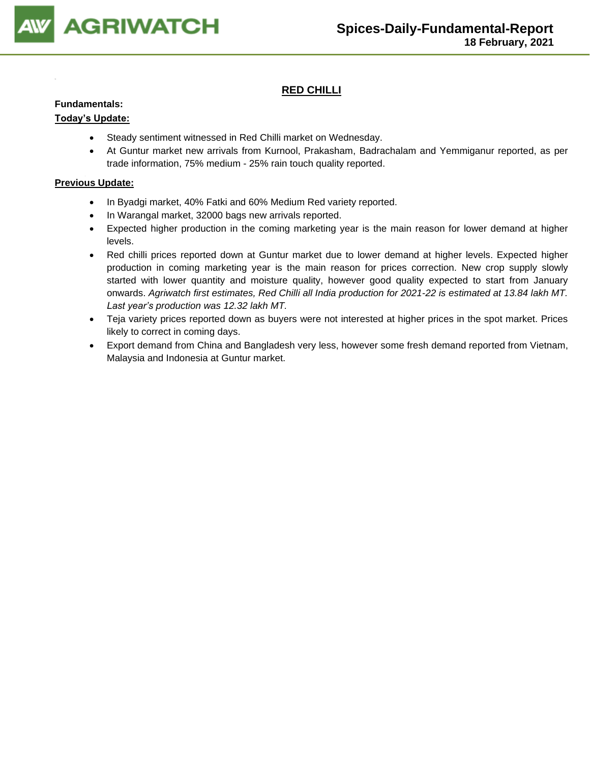# RED CHILLI

**Fundamentals:**

**Today's Update:**

- Steady sentiment witnessed in Red Chilli market on Wednesday.
- At Guntur market new arrivals from Kurnool, Prakasham, Badrachalam and Yemmiganur reported, as per trade information, 75% medium - 25% rain touch quality reported.

**Previous Update:**

- In Byadgi market, 40% Fatki and 60% Medium Red variety reported.
- In Warangal market, 32000 bags new arrivals reported.
- Expected higher production in the coming marketing year is the main reason for lower demand at higher levels.
- Red chilli prices reported down at Guntur market due to lower demand at higher levels. Expected higher production in coming marketing year is the main reason for prices correction. New crop supply slowly started with lower quantity and moisture quality, however good quality expected to start from January onwards. *Agriwatch first estimates, Red Chilli all India production for 2021-22 is estimated at 13.84 lakh MT. Last year's production was 12.32 lakh MT.*
- Teja variety prices reported down as buyers were not interested at higher prices in the spot market. Prices likely to correct in coming days.
- Export demand from China and Bangladesh very less, however some fresh demand reported from Vietnam, Malaysia and Indonesia at Guntur market.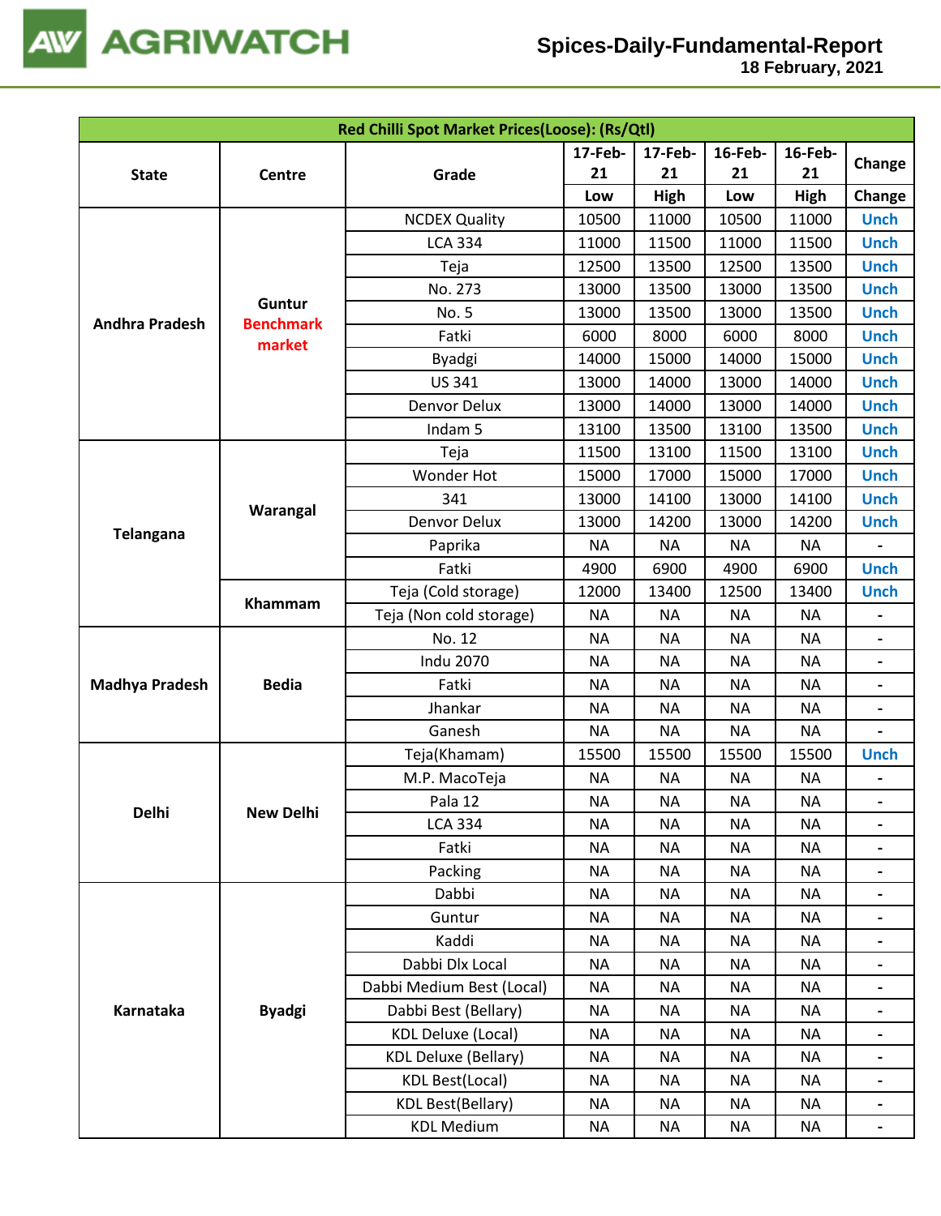| Red Chilli Spot Market Prices(Loose): (Rs/Qtl) | | | | | | | |
|---|---|---|---|---|---|---|---|
| State | Centre | Grade | 17-Feb-21 | 17-Feb-21 | 16-Feb-21 | 16-Feb-21 | Change |
| | | | Low | High | Low | High | Change |
| Andhra Pradesh | Guntur Benchmark market | NCDEX Quality | 10500 | 11000 | 10500 | 11000 | Unch |
| | | LCA 334 | 11000 | 11500 | 11000 | 11500 | Unch |
| | | Teja | 12500 | 13500 | 12500 | 13500 | Unch |
| | | No. 273 | 13000 | 13500 | 13000 | 13500 | Unch |
| | | No. 5 | 13000 | 13500 | 13000 | 13500 | Unch |
| | | Fatki | 6000 | 8000 | 6000 | 8000 | Unch |
| | | Byadgi | 14000 | 15000 | 14000 | 15000 | Unch |
| | | US 341 | 13000 | 14000 | 13000 | 14000 | Unch |
| | | Denvor Delux | 13000 | 14000 | 13000 | 14000 | Unch |
| | | Indam 5 | 13100 | 13500 | 13100 | 13500 | Unch |
| Telangana | Warangal | Teja | 11500 | 13100 | 11500 | 13100 | Unch |
| | | Wonder Hot | 15000 | 17000 | 15000 | 17000 | Unch |
| | | 341 | 13000 | 14100 | 13000 | 14100 | Unch |
| | | Denvor Delux | 13000 | 14200 | 13000 | 14200 | Unch |
| | | Paprika | NA | NA | NA | NA | - |
| | | Fatki | 4900 | 6900 | 4900 | 6900 | Unch |
| | Khammam | Teja (Cold storage) | 12000 | 13400 | 12500 | 13400 | Unch |
| | | Teja (Non cold storage) | NA | NA | NA | NA | - |
| Madhya Pradesh | Bedia | No. 12 | NA | NA | NA | NA | - |
| | | Indu 2070 | NA | NA | NA | NA | - |
| | | Fatki | NA | NA | NA | NA | - |
| | | Jhankar | NA | NA | NA | NA | - |
| | | Ganesh | NA | NA | NA | NA | - |
| Delhi | New Delhi | Teja(Khamam) | 15500 | 15500 | 15500 | 15500 | Unch |
| | | M.P. MacoTeja | NA | NA | NA | NA | - |
| | | Pala 12 | NA | NA | NA | NA | - |
| | | LCA 334 | NA | NA | NA | NA | - |
| | | Fatki | NA | NA | NA | NA | - |
| | | Packing | NA | NA | NA | NA | - |
| Karnataka | Byadgi | Dabbi | NA | NA | NA | NA | - |
| | | Guntur | NA | NA | NA | NA | - |
| | | Kaddi | NA | NA | NA | NA | - |
| | | Dabbi Dlx Local | NA | NA | NA | NA | - |
| | | Dabbi Medium Best (Local) | NA | NA | NA | NA | - |
| | | Dabbi Best (Bellary) | NA | NA | NA | NA | - |
| | | KDL Deluxe (Local) | NA | NA | NA | NA | - |
| | | KDL Deluxe (Bellary) | NA | NA | NA | NA | - |
| | | KDL Best(Local) | NA | NA | NA | NA | - |
| | | KDL Best(Bellary) | NA | NA | NA | NA | - |
| | | KDL Medium | NA | NA | NA | NA | - |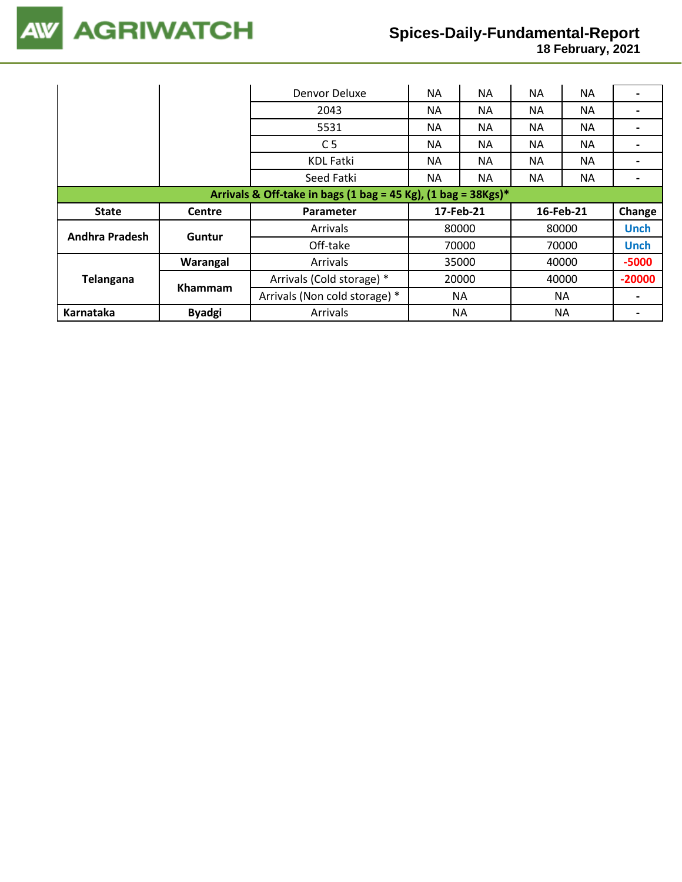| | | Variety | | | | | Change |
|---|---|---|---|---|---|---|---|
| | | Denvor Deluxe | NA | NA | NA | NA | - |
| | | 2043 | NA | NA | NA | NA | - |
| | | 5531 | NA | NA | NA | NA | - |
| | | C 5 | NA | NA | NA | NA | - |
| | | KDL Fatki | NA | NA | NA | NA | - |
| | | Seed Fatki | NA | NA | NA | NA | - |

**Arrivals & Off-take in bags (1 bag = 45 Kg), (1 bag = 38Kgs)***

| State | Centre | Parameter | 17-Feb-21 | 16-Feb-21 | Change |
|---|---|---|---|---|---|
| Andhra Pradesh | Guntur | Arrivals | 80000 | 80000 | Unch |
| | | Off-take | 70000 | 70000 | Unch |
| Telangana | Warangal | Arrivals | 35000 | 40000 | -5000 |
| | Khammam | Arrivals (Cold storage) * | 20000 | 40000 | -20000 |
| | | Arrivals (Non cold storage) * | NA | NA | - |
| Karnataka | Byadgi | Arrivals | NA | NA | - |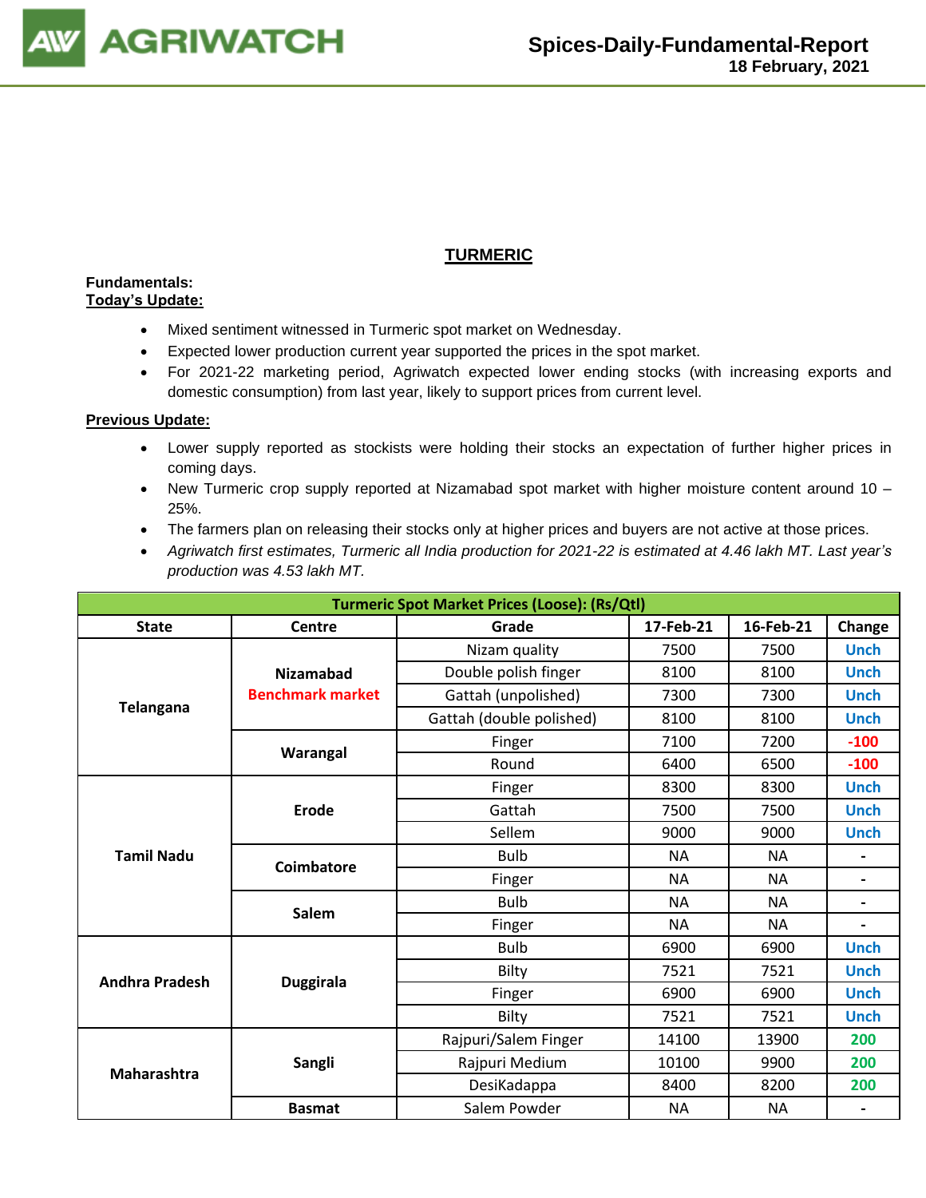## TURMERIC

**Fundamentals:**
**Today's Update:**

- Mixed sentiment witnessed in Turmeric spot market on Wednesday.
- Expected lower production current year supported the prices in the spot market.
- For 2021-22 marketing period, Agriwatch expected lower ending stocks (with increasing exports and domestic consumption) from last year, likely to support prices from current level.

**Previous Update:**

- Lower supply reported as stockists were holding their stocks an expectation of further higher prices in coming days.
- New Turmeric crop supply reported at Nizamabad spot market with higher moisture content around 10 – 25%.
- The farmers plan on releasing their stocks only at higher prices and buyers are not active at those prices.
- *Agriwatch first estimates, Turmeric all India production for 2021-22 is estimated at 4.46 lakh MT. Last year's production was 4.53 lakh MT.*

| Turmeric Spot Market Prices (Loose): (Rs/Qtl) | | | | | |
|---|---|---|---|---|---|
| **State** | **Centre** | **Grade** | **17-Feb-21** | **16-Feb-21** | **Change** |
| **Telangana** | **Nizamabad Benchmark market** | Nizam quality | 7500 | 7500 | Unch |
| | | Double polish finger | 8100 | 8100 | Unch |
| | | Gattah (unpolished) | 7300 | 7300 | Unch |
| | | Gattah (double polished) | 8100 | 8100 | Unch |
| | **Warangal** | Finger | 7100 | 7200 | -100 |
| | | Round | 6400 | 6500 | -100 |
| **Tamil Nadu** | **Erode** | Finger | 8300 | 8300 | Unch |
| | | Gattah | 7500 | 7500 | Unch |
| | | Sellem | 9000 | 9000 | Unch |
| | **Coimbatore** | Bulb | NA | NA | - |
| | | Finger | NA | NA | - |
| | **Salem** | Bulb | NA | NA | - |
| | | Finger | NA | NA | - |
| **Andhra Pradesh** | **Duggirala** | Bulb | 6900 | 6900 | Unch |
| | | Bilty | 7521 | 7521 | Unch |
| | | Finger | 6900 | 6900 | Unch |
| | | Bilty | 7521 | 7521 | Unch |
| **Maharashtra** | **Sangli** | Rajpuri/Salem Finger | 14100 | 13900 | 200 |
| | | Rajpuri Medium | 10100 | 9900 | 200 |
| | | DesiKadappa | 8400 | 8200 | 200 |
| | **Basmat** | Salem Powder | NA | NA | - |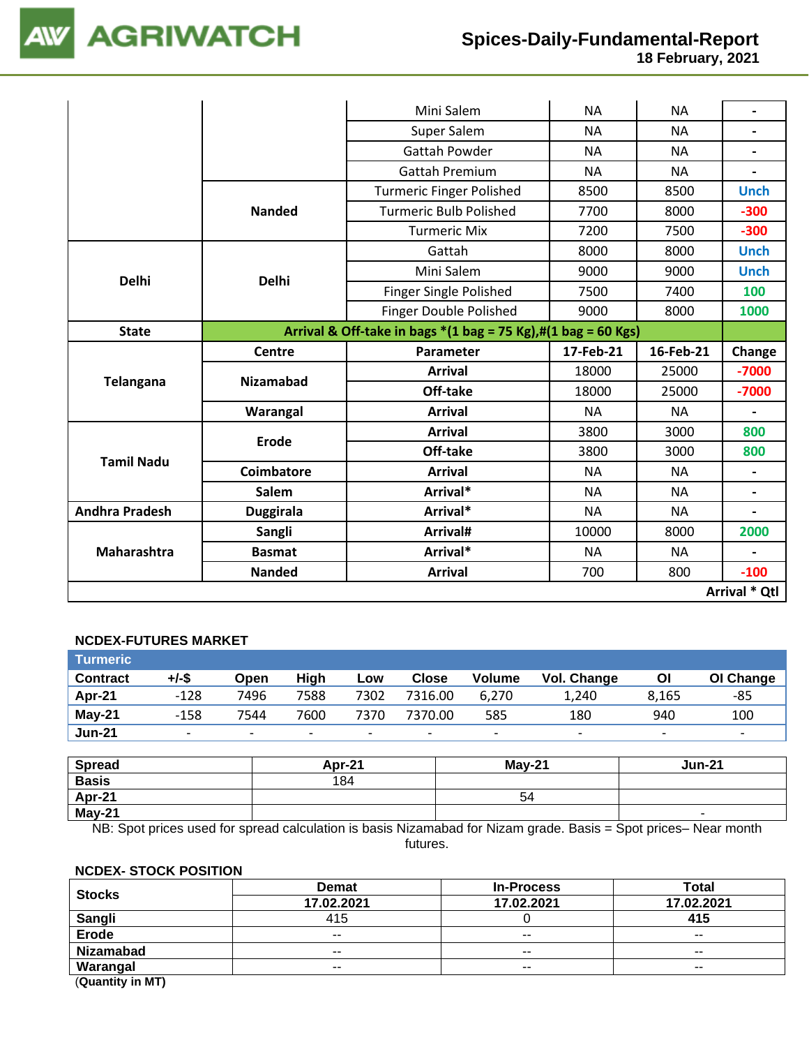| | | | | | |
|---|---|---|---|---|---|
| | | Mini Salem | NA | NA | - |
| | | Super Salem | NA | NA | - |
| | | Gattah Powder | NA | NA | - |
| | | Gattah Premium | NA | NA | - |
| | Nanded | Turmeric Finger Polished | 8500 | 8500 | Unch |
| | | Turmeric Bulb Polished | 7700 | 8000 | -300 |
| | | Turmeric Mix | 7200 | 7500 | -300 |
| Delhi | Delhi | Gattah | 8000 | 8000 | Unch |
| | | Mini Salem | 9000 | 9000 | Unch |
| | | Finger Single Polished | 7500 | 7400 | 100 |
| | | Finger Double Polished | 9000 | 8000 | 1000 |
| **State** | **Arrival & Off-take in bags *(1 bag = 75 Kg),#(1 bag = 60 Kgs)** | | | | |
| | **Centre** | **Parameter** | **17-Feb-21** | **16-Feb-21** | **Change** |
| **Telangana** | **Nizamabad** | **Arrival** | 18000 | 25000 | -7000 |
| | | **Off-take** | 18000 | 25000 | -7000 |
| | **Warangal** | **Arrival** | NA | NA | - |
| **Tamil Nadu** | **Erode** | **Arrival** | 3800 | 3000 | 800 |
| | | **Off-take** | 3800 | 3000 | 800 |
| | **Coimbatore** | **Arrival** | NA | NA | - |
| | **Salem** | **Arrival*** | NA | NA | - |
| **Andhra Pradesh** | **Duggirala** | **Arrival*** | NA | NA | - |
| **Maharashtra** | **Sangli** | **Arrival#** | 10000 | 8000 | 2000 |
| | **Basmat** | **Arrival*** | NA | NA | - |
| | **Nanded** | **Arrival** | 700 | 800 | -100 |
| | | | | | **Arrival * Qtl** |

**NCDEX-FUTURES MARKET**

| Turmeric | | | | | | | | | |
|---|---|---|---|---|---|---|---|---|---|
| **Contract** | **+/-$** | **Open** | **High** | **Low** | **Close** | **Volume** | **Vol. Change** | **OI** | **OI Change** |
| **Apr-21** | -128 | 7496 | 7588 | 7302 | 7316.00 | 6,270 | 1,240 | 8,165 | -85 |
| **May-21** | -158 | 7544 | 7600 | 7370 | 7370.00 | 585 | 180 | 940 | 100 |
| **Jun-21** | - | - | - | - | - | - | - | - | - |

| **Spread** | **Apr-21** | **May-21** | **Jun-21** |
|---|---|---|---|
| **Basis** | 184 | | |
| **Apr-21** | | 54 | |
| **May-21** | | | - |

NB: Spot prices used for spread calculation is basis Nizamabad for Nizam grade. Basis = Spot prices– Near month futures.

**NCDEX- STOCK POSITION**

| **Stocks** | **Demat** | **In-Process** | **Total** |
|---|---|---|---|
| | **17.02.2021** | **17.02.2021** | **17.02.2021** |
| **Sangli** | 415 | 0 | **415** |
| **Erode** | -- | -- | -- |
| **Nizamabad** | -- | -- | -- |
| **Warangal** | -- | -- | -- |

(**Quantity in MT)**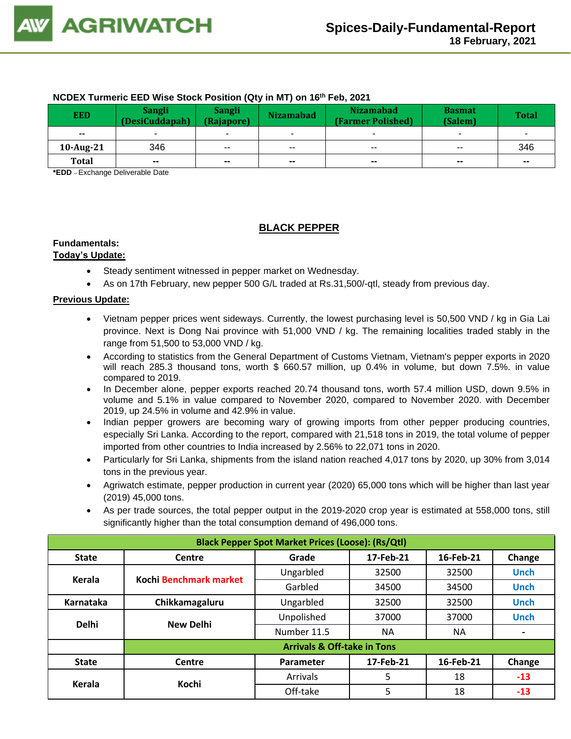**NCDEX Turmeric EED Wise Stock Position (Qty in MT) on 16th Feb, 2021**

| EED | Sangli (DesiCuddapah) | Sangli (Rajapore) | Nizamabad | Nizamabad (Farmer Polished) | Basmat (Salem) | Total |
|---|---|---|---|---|---|---|
| -- | - | - | - | - | - | - |
| 10-Aug-21 | 346 | -- | -- | -- | -- | 346 |
| Total | -- | -- | -- | -- | -- | -- |

***EDD** – Exchange Deliverable Date

## BLACK PEPPER

**Fundamentals:**

**Today's Update:**

- Steady sentiment witnessed in pepper market on Wednesday.
- As on 17th February, new pepper 500 G/L traded at Rs.31,500/-qtl, steady from previous day.

**Previous Update:**

- Vietnam pepper prices went sideways. Currently, the lowest purchasing level is 50,500 VND / kg in Gia Lai province. Next is Dong Nai province with 51,000 VND / kg. The remaining localities traded stably in the range from 51,500 to 53,000 VND / kg.
- According to statistics from the General Department of Customs Vietnam, Vietnam's pepper exports in 2020 will reach 285.3 thousand tons, worth $ 660.57 million, up 0.4% in volume, but down 7.5%. in value compared to 2019.
- In December alone, pepper exports reached 20.74 thousand tons, worth 57.4 million USD, down 9.5% in volume and 5.1% in value compared to November 2020, compared to November 2020. with December 2019, up 24.5% in volume and 42.9% in value.
- Indian pepper growers are becoming wary of growing imports from other pepper producing countries, especially Sri Lanka. According to the report, compared with 21,518 tons in 2019, the total volume of pepper imported from other countries to India increased by 2.56% to 22,071 tons in 2020.
- Particularly for Sri Lanka, shipments from the island nation reached 4,017 tons by 2020, up 30% from 3,014 tons in the previous year.
- Agriwatch estimate, pepper production in current year (2020) 65,000 tons which will be higher than last year (2019) 45,000 tons.
- As per trade sources, the total pepper output in the 2019-2020 crop year is estimated at 558,000 tons, still significantly higher than the total consumption demand of 496,000 tons.

| Black Pepper Spot Market Prices (Loose): (Rs/Qtl) | | | | | |
|---|---|---|---|---|---|
| **State** | **Centre** | **Grade** | **17-Feb-21** | **16-Feb-21** | **Change** |
| Kerala | Kochi Benchmark market | Ungarbled | 32500 | 32500 | Unch |
| | | Garbled | 34500 | 34500 | Unch |
| Karnataka | Chikkamagaluru | Ungarbled | 32500 | 32500 | Unch |
| Delhi | New Delhi | Unpolished | 37000 | 37000 | Unch |
| | | Number 11.5 | NA | NA | - |
| | **Arrivals & Off-take in Tons** | | | | |
| **State** | **Centre** | **Parameter** | **17-Feb-21** | **16-Feb-21** | **Change** |
| Kerala | Kochi | Arrivals | 5 | 18 | -13 |
| | | Off-take | 5 | 18 | -13 |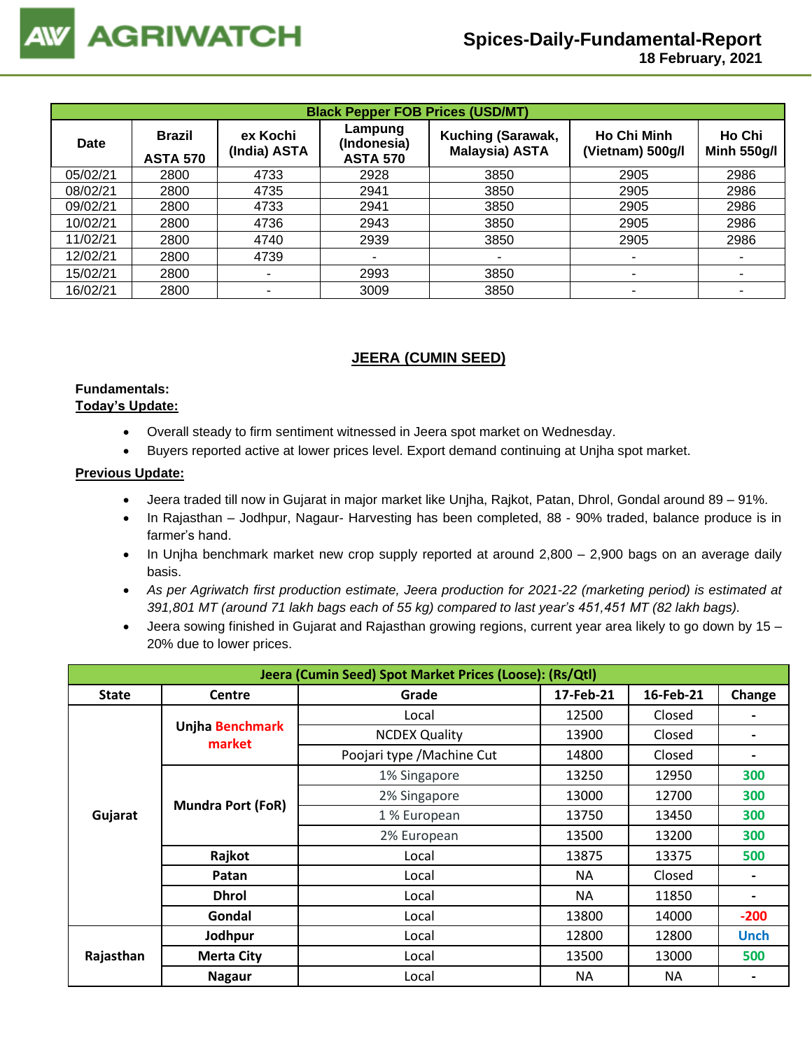| Black Pepper FOB Prices (USD/MT) | | | | | | |
|---|---|---|---|---|---|---|
| Date | Brazil ASTA 570 | ex Kochi (India) ASTA | Lampung (Indonesia) ASTA 570 | Kuching (Sarawak, Malaysia) ASTA | Ho Chi Minh (Vietnam) 500g/l | Ho Chi Minh 550g/l |
| 05/02/21 | 2800 | 4733 | 2928 | 3850 | 2905 | 2986 |
| 08/02/21 | 2800 | 4735 | 2941 | 3850 | 2905 | 2986 |
| 09/02/21 | 2800 | 4733 | 2941 | 3850 | 2905 | 2986 |
| 10/02/21 | 2800 | 4736 | 2943 | 3850 | 2905 | 2986 |
| 11/02/21 | 2800 | 4740 | 2939 | 3850 | 2905 | 2986 |
| 12/02/21 | 2800 | 4739 | - | - | - | - |
| 15/02/21 | 2800 | - | 2993 | 3850 | - | - |
| 16/02/21 | 2800 | - | 3009 | 3850 | - | - |

## JEERA (CUMIN SEED)

**Fundamentals:**

**Today's Update:**

- Overall steady to firm sentiment witnessed in Jeera spot market on Wednesday.
- Buyers reported active at lower prices level. Export demand continuing at Unjha spot market.

**Previous Update:**

- Jeera traded till now in Gujarat in major market like Unjha, Rajkot, Patan, Dhrol, Gondal around 89 – 91%.
- In Rajasthan – Jodhpur, Nagaur- Harvesting has been completed, 88 - 90% traded, balance produce is in farmer's hand.
- In Unjha benchmark market new crop supply reported at around 2,800 – 2,900 bags on an average daily basis.
- *As per Agriwatch first production estimate, Jeera production for 2021-22 (marketing period) is estimated at 391,801 MT (around 71 lakh bags each of 55 kg) compared to last year's 451,451 MT (82 lakh bags).*
- Jeera sowing finished in Gujarat and Rajasthan growing regions, current year area likely to go down by 15 – 20% due to lower prices.

| Jeera (Cumin Seed) Spot Market Prices (Loose): (Rs/Qtl) | | | | | |
|---|---|---|---|---|---|
| State | Centre | Grade | 17-Feb-21 | 16-Feb-21 | Change |
| Gujarat | Unjha Benchmark market | Local | 12500 | Closed | - |
| | | NCDEX Quality | 13900 | Closed | - |
| | | Poojari type /Machine Cut | 14800 | Closed | - |
| | Mundra Port (FoR) | 1% Singapore | 13250 | 12950 | 300 |
| | | 2% Singapore | 13000 | 12700 | 300 |
| | | 1 % European | 13750 | 13450 | 300 |
| | | 2% European | 13500 | 13200 | 300 |
| | Rajkot | Local | 13875 | 13375 | 500 |
| | Patan | Local | NA | Closed | - |
| | Dhrol | Local | NA | 11850 | - |
| | Gondal | Local | 13800 | 14000 | -200 |
| Rajasthan | Jodhpur | Local | 12800 | 12800 | Unch |
| | Merta City | Local | 13500 | 13000 | 500 |
| | Nagaur | Local | NA | NA | - |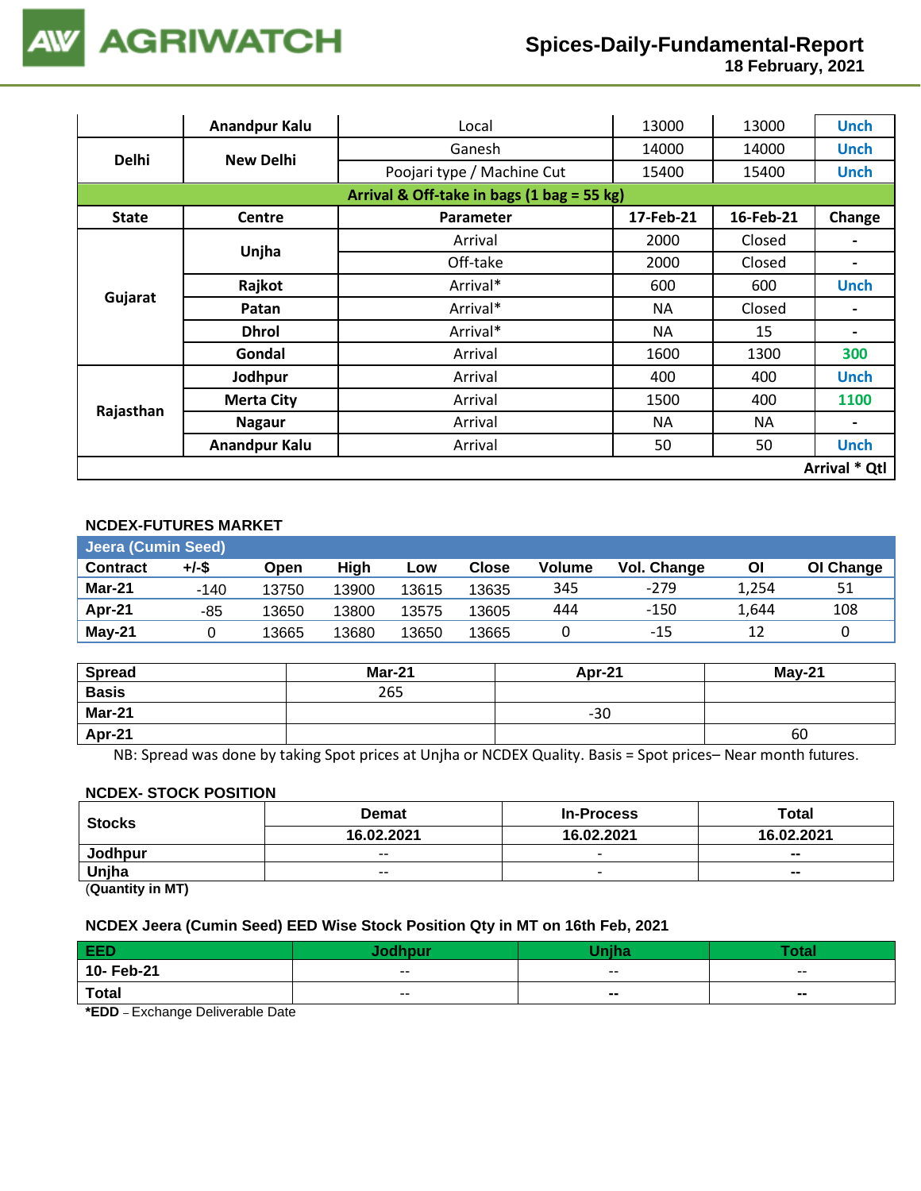| | Anandpur Kalu | Local | 13000 | 13000 | Unch |
|---|---|---|---|---|---|
| Delhi | New Delhi | Ganesh | 14000 | 14000 | Unch |
| | | Poojari type / Machine Cut | 15400 | 15400 | Unch |
| **Arrival & Off-take in bags (1 bag = 55 kg)** | | | | | |
| **State** | **Centre** | **Parameter** | **17-Feb-21** | **16-Feb-21** | **Change** |
| Gujarat | Unjha | Arrival | 2000 | Closed | - |
| | | Off-take | 2000 | Closed | - |
| | Rajkot | Arrival* | 600 | 600 | Unch |
| | Patan | Arrival* | NA | Closed | - |
| | Dhrol | Arrival* | NA | 15 | - |
| | Gondal | Arrival | 1600 | 1300 | 300 |
| Rajasthan | Jodhpur | Arrival | 400 | 400 | Unch |
| | Merta City | Arrival | 1500 | 400 | 1100 |
| | Nagaur | Arrival | NA | NA | - |
| | Anandpur Kalu | Arrival | 50 | 50 | Unch |
| | | | | | **Arrival * Qtl** |

## NCDEX-FUTURES MARKET

**Jeera (Cumin Seed)**

| Contract | +/-$ | Open | High | Low | Close | Volume | Vol. Change | OI | OI Change |
|---|---|---|---|---|---|---|---|---|---|
| Mar-21 | -140 | 13750 | 13900 | 13615 | 13635 | 345 | -279 | 1,254 | 51 |
| Apr-21 | -85 | 13650 | 13800 | 13575 | 13605 | 444 | -150 | 1,644 | 108 |
| May-21 | 0 | 13665 | 13680 | 13650 | 13665 | 0 | -15 | 12 | 0 |

| Spread | Mar-21 | Apr-21 | May-21 |
|---|---|---|---|
| Basis | 265 | | |
| Mar-21 | | -30 | |
| Apr-21 | | | 60 |

NB: Spread was done by taking Spot prices at Unjha or NCDEX Quality. Basis = Spot prices– Near month futures.

## NCDEX- STOCK POSITION

| Stocks | Demat | In-Process | Total |
|---|---|---|---|
| | 16.02.2021 | 16.02.2021 | 16.02.2021 |
| Jodhpur | -- | - | -- |
| Unjha | -- | - | -- |

(Quantity in MT)

## NCDEX Jeera (Cumin Seed) EED Wise Stock Position Qty in MT on 16th Feb, 2021

| EED | Jodhpur | Unjha | Total |
|---|---|---|---|
| 10- Feb-21 | -- | -- | -- |
| Total | -- | -- | -- |

***EDD** – Exchange Deliverable Date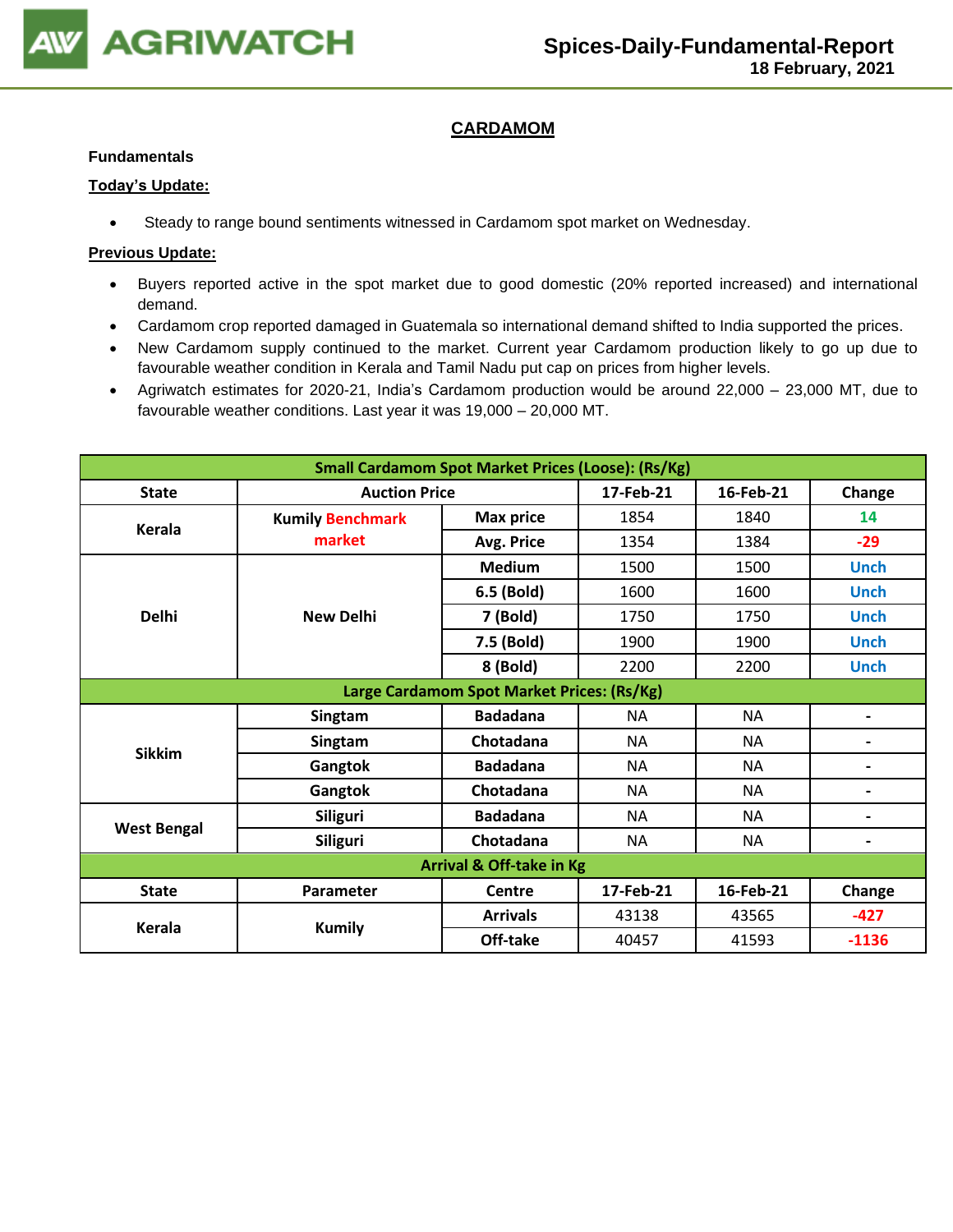## CARDAMOM

**Fundamentals**

**Today's Update:**

- Steady to range bound sentiments witnessed in Cardamom spot market on Wednesday.

**Previous Update:**

- Buyers reported active in the spot market due to good domestic (20% reported increased) and international demand.
- Cardamom crop reported damaged in Guatemala so international demand shifted to India supported the prices.
- New Cardamom supply continued to the market. Current year Cardamom production likely to go up due to favourable weather condition in Kerala and Tamil Nadu put cap on prices from higher levels.
- Agriwatch estimates for 2020-21, India's Cardamom production would be around 22,000 – 23,000 MT, due to favourable weather conditions. Last year it was 19,000 – 20,000 MT.

| Small Cardamom Spot Market Prices (Loose): (Rs/Kg) | | | | | |
|---|---|---|---|---|---|
| **State** | **Auction Price** | | **17-Feb-21** | **16-Feb-21** | **Change** |
| **Kerala** | **Kumily Benchmark market** | **Max price** | 1854 | 1840 | 14 |
| | | **Avg. Price** | 1354 | 1384 | -29 |
| **Delhi** | **New Delhi** | **Medium** | 1500 | 1500 | Unch |
| | | **6.5 (Bold)** | 1600 | 1600 | Unch |
| | | **7 (Bold)** | 1750 | 1750 | Unch |
| | | **7.5 (Bold)** | 1900 | 1900 | Unch |
| | | **8 (Bold)** | 2200 | 2200 | Unch |
| **Large Cardamom Spot Market Prices: (Rs/Kg)** | | | | | |
| **Sikkim** | **Singtam** | **Badadana** | NA | NA | - |
| | **Singtam** | **Chotadana** | NA | NA | - |
| | **Gangtok** | **Badadana** | NA | NA | - |
| | **Gangtok** | **Chotadana** | NA | NA | - |
| **West Bengal** | **Siliguri** | **Badadana** | NA | NA | - |
| | **Siliguri** | **Chotadana** | NA | NA | - |
| **Arrival & Off-take in Kg** | | | | | |
| **State** | **Parameter** | **Centre** | **17-Feb-21** | **16-Feb-21** | **Change** |
| **Kerala** | **Kumily** | **Arrivals** | 43138 | 43565 | -427 |
| | | **Off-take** | 40457 | 41593 | -1136 |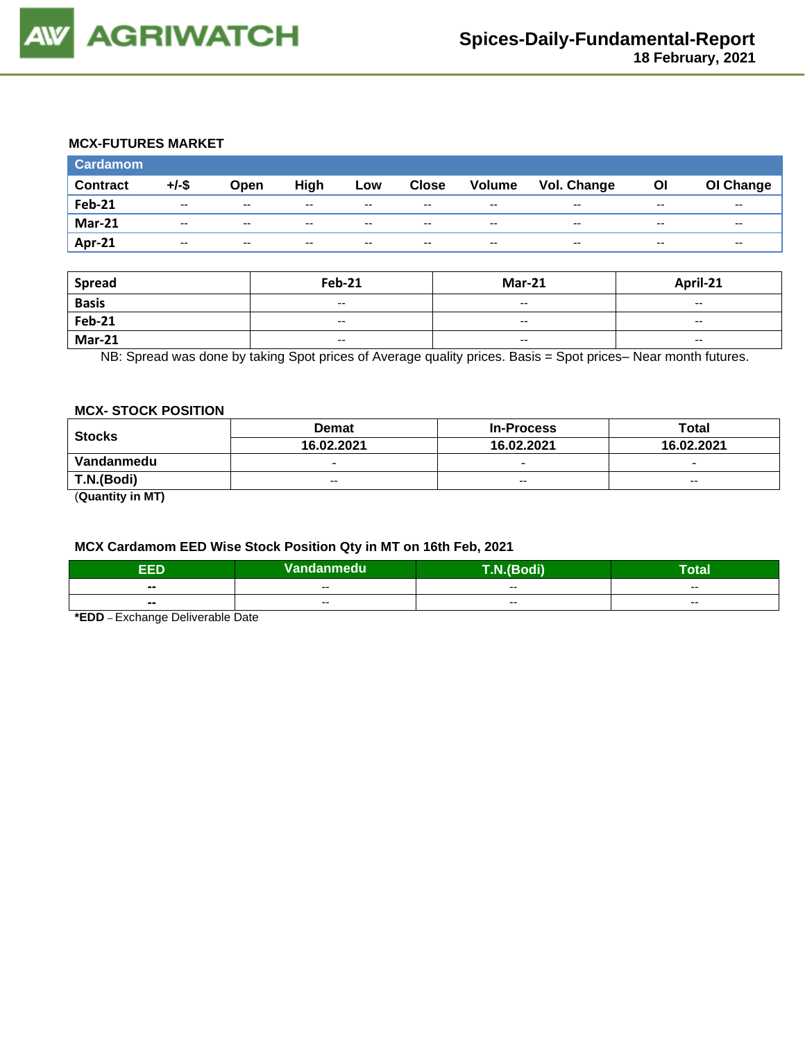### MCX-FUTURES MARKET

| Cardamom | | | | | | | | | |
|---|---|---|---|---|---|---|---|---|---|
| **Contract** | **+/-$** | **Open** | **High** | **Low** | **Close** | **Volume** | **Vol. Change** | **OI** | **OI Change** |
| **Feb-21** | -- | -- | -- | -- | -- | -- | -- | -- | -- |
| **Mar-21** | -- | -- | -- | -- | -- | -- | -- | -- | -- |
| **Apr-21** | -- | -- | -- | -- | -- | -- | -- | -- | -- |

| Spread | Feb-21 | Mar-21 | April-21 |
|---|---|---|---|
| **Basis** | -- | -- | -- |
| **Feb-21** | -- | -- | -- |
| **Mar-21** | -- | -- | -- |

NB: Spread was done by taking Spot prices of Average quality prices. Basis = Spot prices– Near month futures.

### MCX- STOCK POSITION

| Stocks | Demat | In-Process | Total |
|---|---|---|---|
| | 16.02.2021 | 16.02.2021 | 16.02.2021 |
| **Vandanmedu** | - | - | - |
| **T.N.(Bodi)** | -- | -- | -- |

(**Quantity in MT)**

### MCX Cardamom EED Wise Stock Position Qty in MT on 16th Feb, 2021

| EED | Vandanmedu | T.N.(Bodi) | Total |
|---|---|---|---|
| -- | -- | -- | -- |
| -- | -- | -- | -- |

***EDD** – Exchange Deliverable Date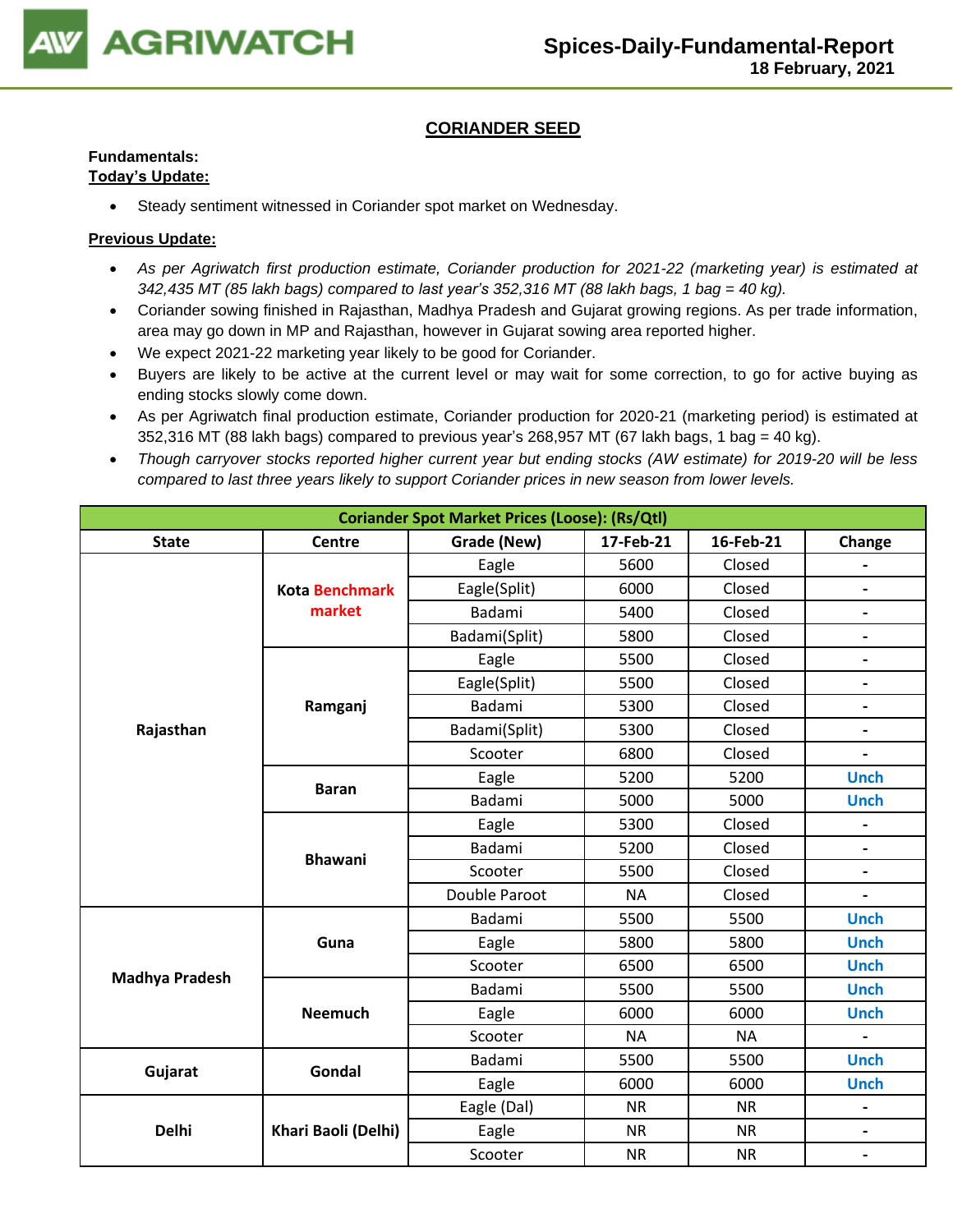## CORIANDER SEED

**Fundamentals:**

**Today's Update:**

- Steady sentiment witnessed in Coriander spot market on Wednesday.

**Previous Update:**

- *As per Agriwatch first production estimate, Coriander production for 2021-22 (marketing year) is estimated at 342,435 MT (85 lakh bags) compared to last year's 352,316 MT (88 lakh bags, 1 bag = 40 kg).*
- Coriander sowing finished in Rajasthan, Madhya Pradesh and Gujarat growing regions. As per trade information, area may go down in MP and Rajasthan, however in Gujarat sowing area reported higher.
- We expect 2021-22 marketing year likely to be good for Coriander.
- Buyers are likely to be active at the current level or may wait for some correction, to go for active buying as ending stocks slowly come down.
- As per Agriwatch final production estimate, Coriander production for 2020-21 (marketing period) is estimated at 352,316 MT (88 lakh bags) compared to previous year's 268,957 MT (67 lakh bags, 1 bag = 40 kg).
- *Though carryover stocks reported higher current year but ending stocks (AW estimate) for 2019-20 will be less compared to last three years likely to support Coriander prices in new season from lower levels.*

| Coriander Spot Market Prices (Loose): (Rs/Qtl) | | | | | |
|---|---|---|---|---|---|
| **State** | **Centre** | **Grade (New)** | **17-Feb-21** | **16-Feb-21** | **Change** |
| Rajasthan | Kota Benchmark market | Eagle | 5600 | Closed | - |
| | | Eagle(Split) | 6000 | Closed | - |
| | | Badami | 5400 | Closed | - |
| | | Badami(Split) | 5800 | Closed | - |
| | Ramganj | Eagle | 5500 | Closed | - |
| | | Eagle(Split) | 5500 | Closed | - |
| | | Badami | 5300 | Closed | - |
| | | Badami(Split) | 5300 | Closed | - |
| | | Scooter | 6800 | Closed | - |
| | Baran | Eagle | 5200 | 5200 | Unch |
| | | Badami | 5000 | 5000 | Unch |
| | Bhawani | Eagle | 5300 | Closed | - |
| | | Badami | 5200 | Closed | - |
| | | Scooter | 5500 | Closed | - |
| | | Double Paroot | NA | Closed | - |
| Madhya Pradesh | Guna | Badami | 5500 | 5500 | Unch |
| | | Eagle | 5800 | 5800 | Unch |
| | | Scooter | 6500 | 6500 | Unch |
| | Neemuch | Badami | 5500 | 5500 | Unch |
| | | Eagle | 6000 | 6000 | Unch |
| | | Scooter | NA | NA | - |
| Gujarat | Gondal | Badami | 5500 | 5500 | Unch |
| | | Eagle | 6000 | 6000 | Unch |
| Delhi | Khari Baoli (Delhi) | Eagle (Dal) | NR | NR | - |
| | | Eagle | NR | NR | - |
| | | Scooter | NR | NR | - |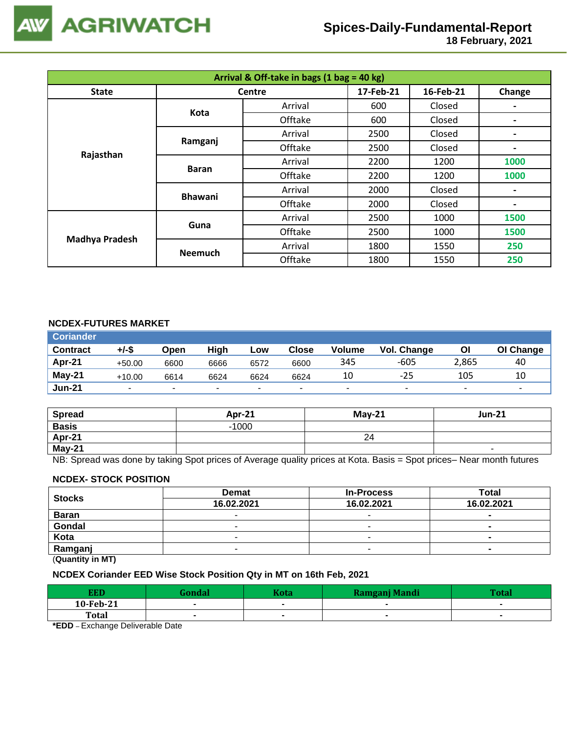# Spices-Daily-Fundamental-Report

18 February, 2021

| Arrival & Off-take in bags (1 bag = 40 kg) | | | | | |
|---|---|---|---|---|---|
| State | Centre | | 17-Feb-21 | 16-Feb-21 | Change |
| Rajasthan | Kota | Arrival | 600 | Closed | - |
| | | Offtake | 600 | Closed | - |
| | Ramganj | Arrival | 2500 | Closed | - |
| | | Offtake | 2500 | Closed | - |
| | Baran | Arrival | 2200 | 1200 | 1000 |
| | | Offtake | 2200 | 1200 | 1000 |
| | Bhawani | Arrival | 2000 | Closed | - |
| | | Offtake | 2000 | Closed | - |
| Madhya Pradesh | Guna | Arrival | 2500 | 1000 | 1500 |
| | | Offtake | 2500 | 1000 | 1500 |
| | Neemuch | Arrival | 1800 | 1550 | 250 |
| | | Offtake | 1800 | 1550 | 250 |

## NCDEX-FUTURES MARKET

**Coriander**

| Contract | +/-$ | Open | High | Low | Close | Volume | Vol. Change | OI | OI Change |
|---|---|---|---|---|---|---|---|---|---|
| Apr-21 | +50.00 | 6600 | 6666 | 6572 | 6600 | 345 | -605 | 2,865 | 40 |
| May-21 | +10.00 | 6614 | 6624 | 6624 | 6624 | 10 | -25 | 105 | 10 |
| Jun-21 | - | - | - | - | - | - | - | - | - |

| Spread | Apr-21 | May-21 | Jun-21 |
|---|---|---|---|
| Basis | -1000 | | |
| Apr-21 | | 24 | |
| May-21 | | | - |

NB: Spread was done by taking Spot prices of Average quality prices at Kota. Basis = Spot prices– Near month futures

## NCDEX- STOCK POSITION

| Stocks | Demat | In-Process | Total |
|---|---|---|---|
| | 16.02.2021 | 16.02.2021 | 16.02.2021 |
| Baran | - | - | - |
| Gondal | - | - | - |
| Kota | - | - | - |
| Ramganj | - | - | - |

(Quantity in MT)

## NCDEX Coriander EED Wise Stock Position Qty in MT on 16th Feb, 2021

| EED | Gondal | Kota | Ramganj Mandi | Total |
|---|---|---|---|---|
| 10-Feb-21 | - | - | - | - |
| Total | - | - | - | - |

*EDD – Exchange Deliverable Date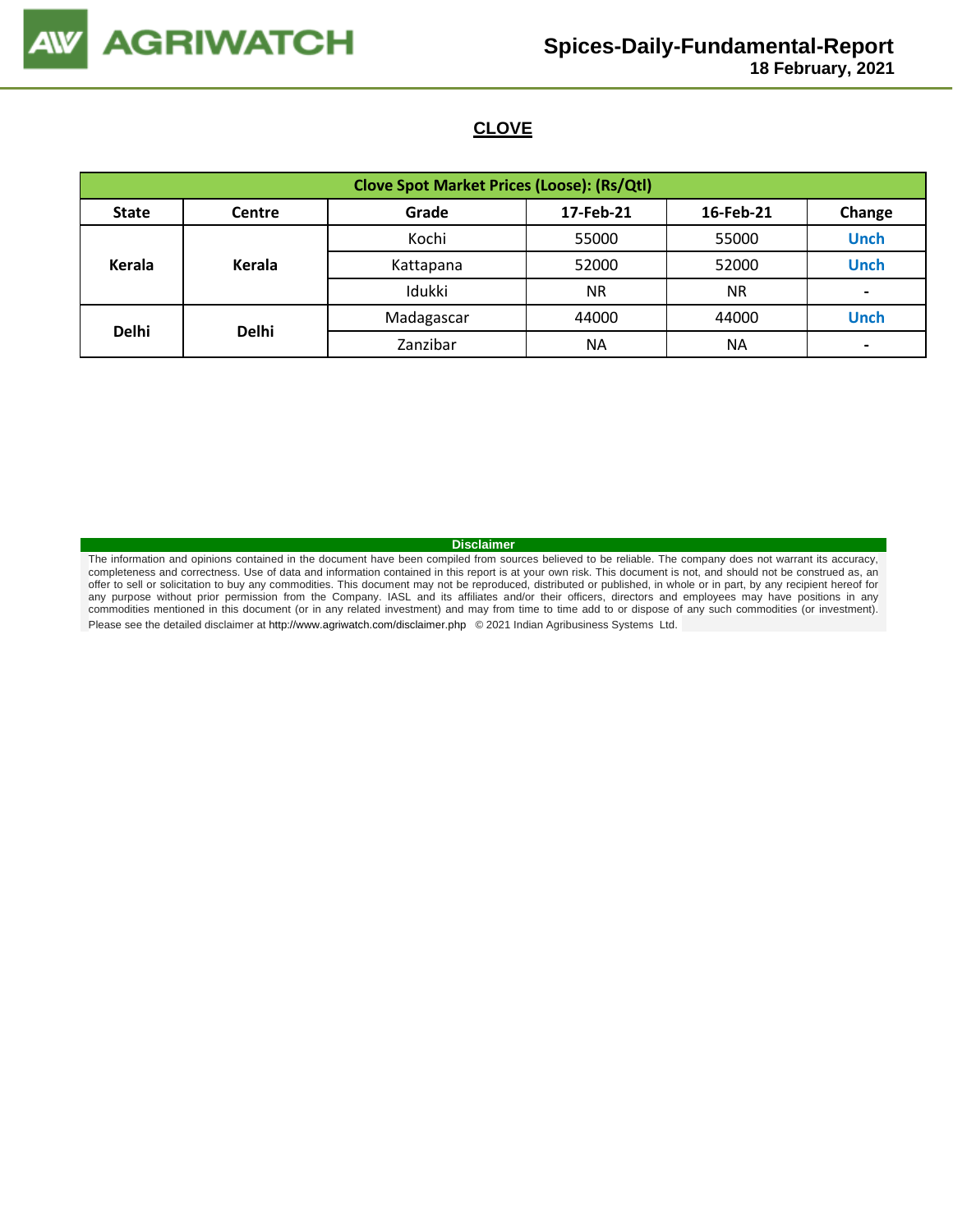## CLOVE

| Clove Spot Market Prices (Loose): (Rs/Qtl) | | | | | |
|---|---|---|---|---|---|
| State | Centre | Grade | 17-Feb-21 | 16-Feb-21 | Change |
| Kerala | Kerala | Kochi | 55000 | 55000 | Unch |
| | | Kattapana | 52000 | 52000 | Unch |
| | | Idukki | NR | NR | - |
| Delhi | Delhi | Madagascar | 44000 | 44000 | Unch |
| | | Zanzibar | NA | NA | - |

**Disclaimer**

The information and opinions contained in the document have been compiled from sources believed to be reliable. The company does not warrant its accuracy, completeness and correctness. Use of data and information contained in this report is at your own risk. This document is not, and should not be construed as, an offer to sell or solicitation to buy any commodities. This document may not be reproduced, distributed or published, in whole or in part, by any recipient hereof for any purpose without prior permission from the Company. IASL and its affiliates and/or their officers, directors and employees may have positions in any commodities mentioned in this document (or in any related investment) and may from time to time add to or dispose of any such commodities (or investment). Please see the detailed disclaimer at http://www.agriwatch.com/disclaimer.php © 2021 Indian Agribusiness Systems Ltd.